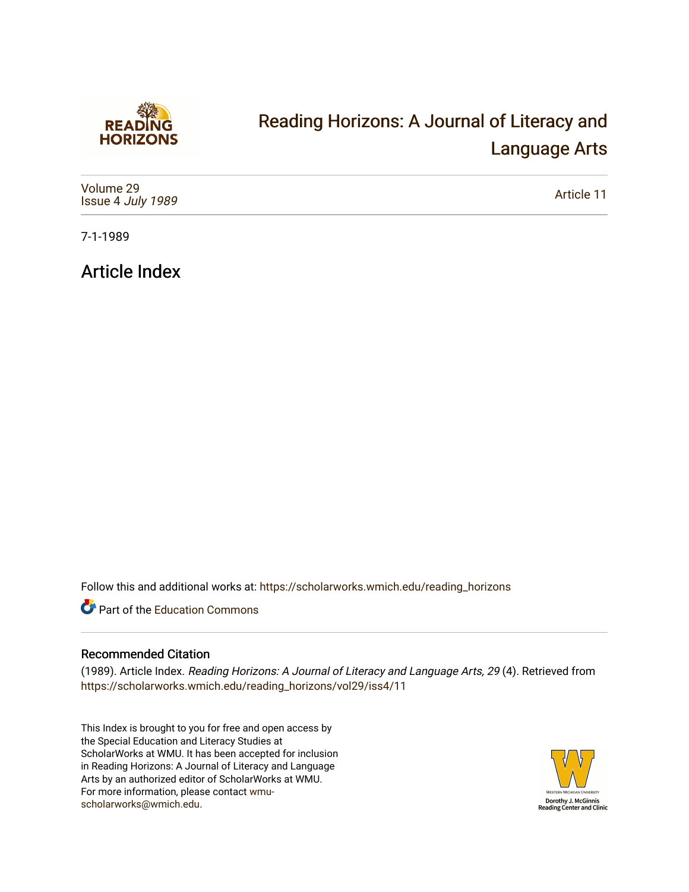# Reading Horizons: A Journal of Literacy and Language Arts

Volume 29
Issue 4 *July 1989*

Article 11

7-1-1989

## Article Index

Follow this and additional works at: https://scholarworks.wmich.edu/reading_horizons

Part of the Education Commons

### Recommended Citation

(1989). Article Index. *Reading Horizons: A Journal of Literacy and Language Arts, 29* (4). Retrieved from https://scholarworks.wmich.edu/reading_horizons/vol29/iss4/11

This Index is brought to you for free and open access by the Special Education and Literacy Studies at ScholarWorks at WMU. It has been accepted for inclusion in Reading Horizons: A Journal of Literacy and Language Arts by an authorized editor of ScholarWorks at WMU. For more information, please contact wmu-scholarworks@wmich.edu.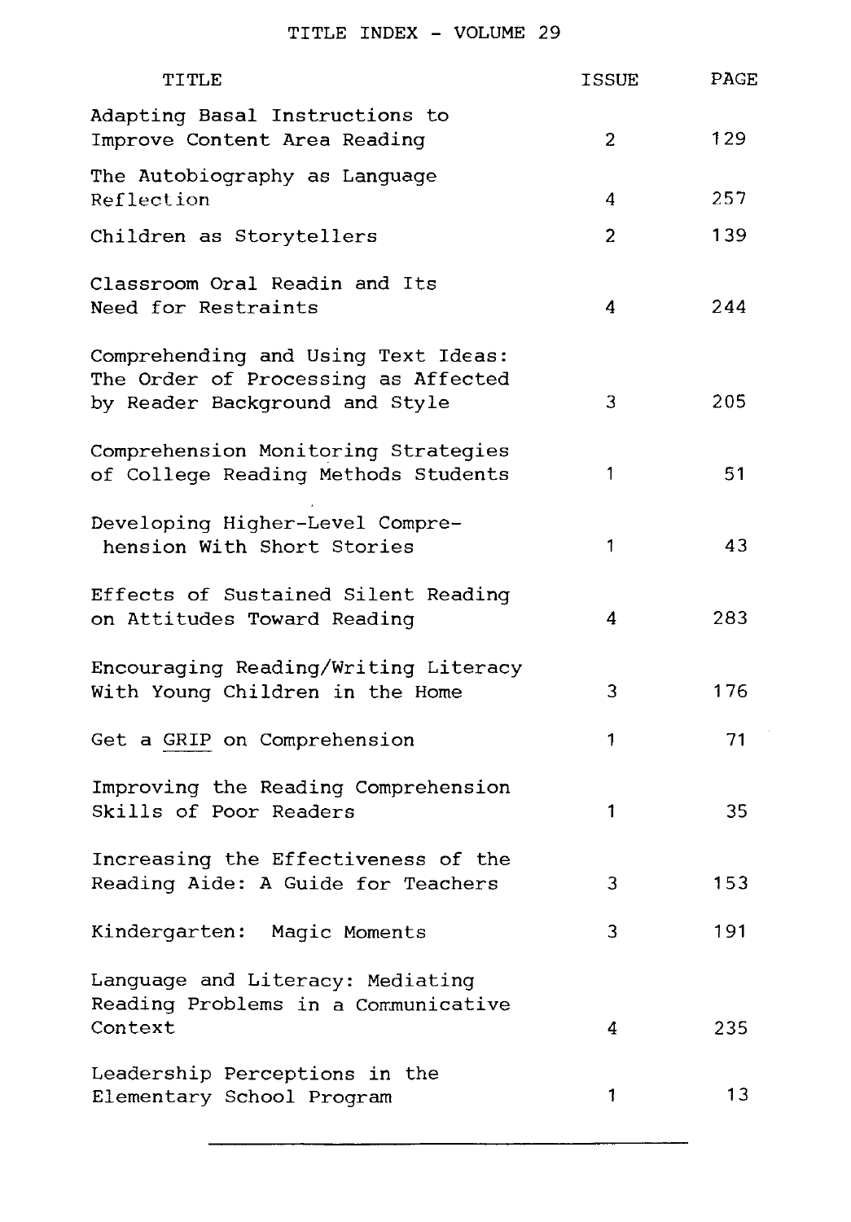# TITLE INDEX - VOLUME 29

| TITLE | ISSUE | PAGE |
|---|---|---|
| Adapting Basal Instructions to Improve Content Area Reading | 2 | 129 |
| The Autobiography as Language Reflection | 4 | 257 |
| Children as Storytellers | 2 | 139 |
| Classroom Oral Readin and Its Need for Restraints | 4 | 244 |
| Comprehending and Using Text Ideas: The Order of Processing as Affected by Reader Background and Style | 3 | 205 |
| Comprehension Monitoring Strategies of College Reading Methods Students | 1 | 51 |
| Developing Higher-Level Comprehension With Short Stories | 1 | 43 |
| Effects of Sustained Silent Reading on Attitudes Toward Reading | 4 | 283 |
| Encouraging Reading/Writing Literacy With Young Children in the Home | 3 | 176 |
| Get a GRIP on Comprehension | 1 | 71 |
| Improving the Reading Comprehension Skills of Poor Readers | 1 | 35 |
| Increasing the Effectiveness of the Reading Aide: A Guide for Teachers | 3 | 153 |
| Kindergarten: Magic Moments | 3 | 191 |
| Language and Literacy: Mediating Reading Problems in a Communicative Context | 4 | 235 |
| Leadership Perceptions in the Elementary School Program | 1 | 13 |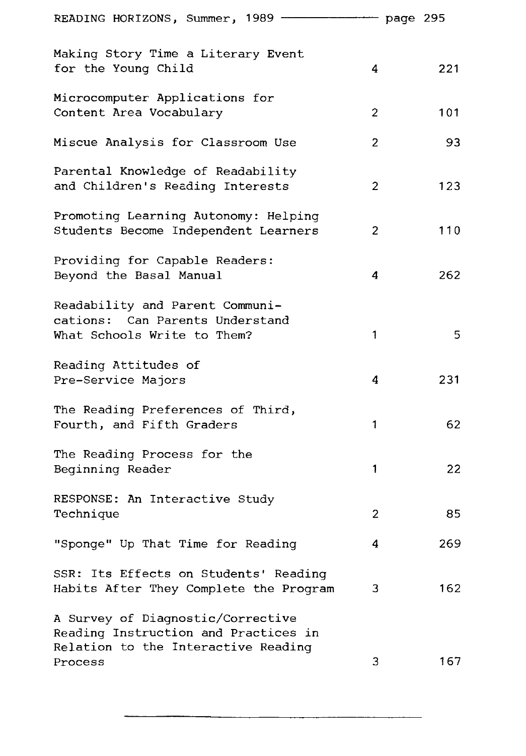| | | |
|---|---|---|
| Making Story Time a Literary Event for the Young Child | 4 | 221 |
| Microcomputer Applications for Content Area Vocabulary | 2 | 101 |
| Miscue Analysis for Classroom Use | 2 | 93 |
| Parental Knowledge of Readability and Children's Reading Interests | 2 | 123 |
| Promoting Learning Autonomy: Helping Students Become Independent Learners | 2 | 110 |
| Providing for Capable Readers: Beyond the Basal Manual | 4 | 262 |
| Readability and Parent Communications: Can Parents Understand What Schools Write to Them? | 1 | 5 |
| Reading Attitudes of Pre-Service Majors | 4 | 231 |
| The Reading Preferences of Third, Fourth, and Fifth Graders | 1 | 62 |
| The Reading Process for the Beginning Reader | 1 | 22 |
| RESPONSE: An Interactive Study Technique | 2 | 85 |
| "Sponge" Up That Time for Reading | 4 | 269 |
| SSR: Its Effects on Students' Reading Habits After They Complete the Program | 3 | 162 |
| A Survey of Diagnostic/Corrective Reading Instruction and Practices in Relation to the Interactive Reading Process | 3 | 167 |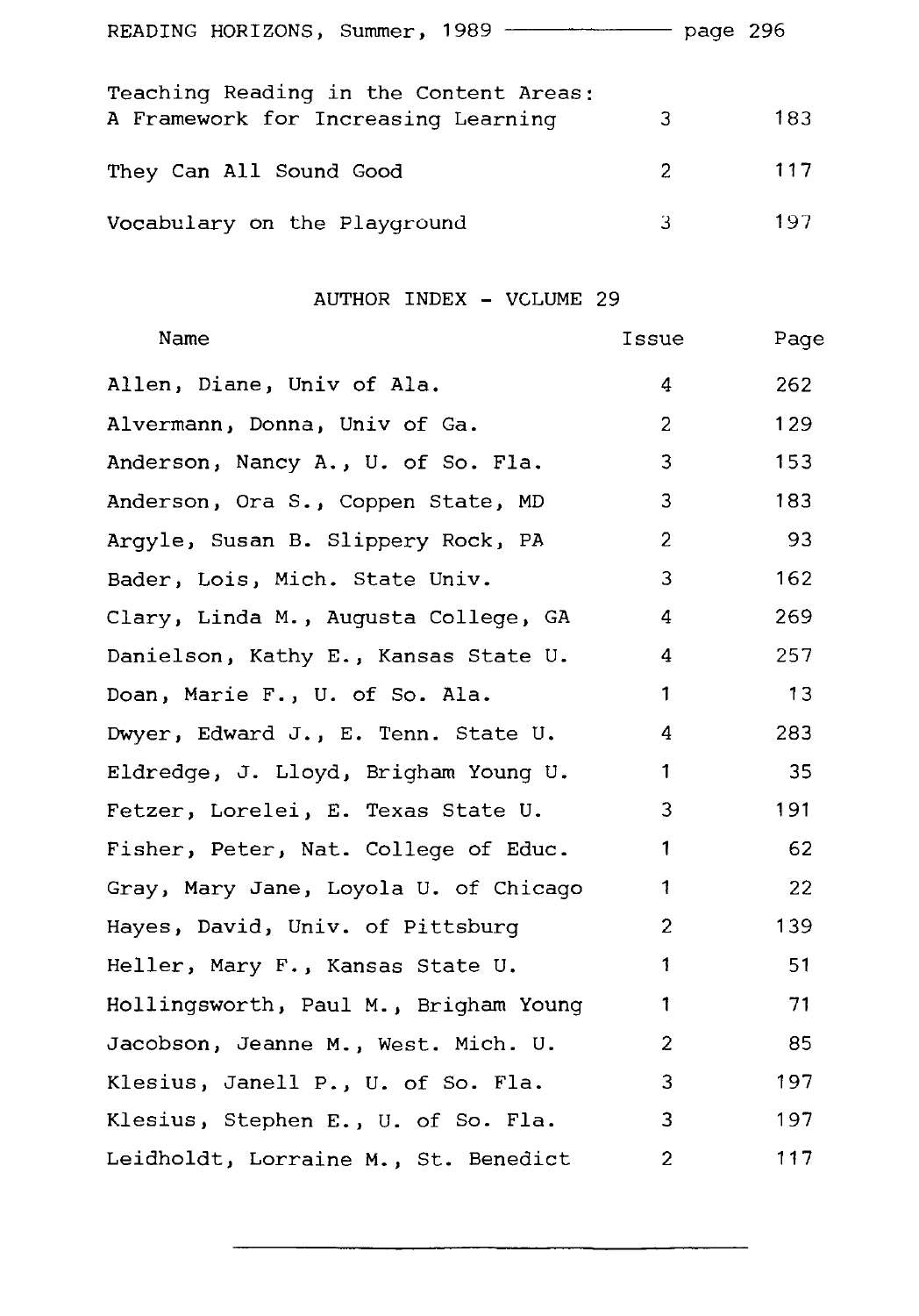| | | |
|---|---|---|
| Teaching Reading in the Content Areas: A Framework for Increasing Learning | 3 | 183 |
| They Can All Sound Good | 2 | 117 |
| Vocabulary on the Playground | 3 | 197 |

## AUTHOR INDEX - VOLUME 29

| Name | Issue | Page |
|---|---|---|
| Allen, Diane, Univ of Ala. | 4 | 262 |
| Alvermann, Donna, Univ of Ga. | 2 | 129 |
| Anderson, Nancy A., U. of So. Fla. | 3 | 153 |
| Anderson, Ora S., Coppen State, MD | 3 | 183 |
| Argyle, Susan B. Slippery Rock, PA | 2 | 93 |
| Bader, Lois, Mich. State Univ. | 3 | 162 |
| Clary, Linda M., Augusta College, GA | 4 | 269 |
| Danielson, Kathy E., Kansas State U. | 4 | 257 |
| Doan, Marie F., U. of So. Ala. | 1 | 13 |
| Dwyer, Edward J., E. Tenn. State U. | 4 | 283 |
| Eldredge, J. Lloyd, Brigham Young U. | 1 | 35 |
| Fetzer, Lorelei, E. Texas State U. | 3 | 191 |
| Fisher, Peter, Nat. College of Educ. | 1 | 62 |
| Gray, Mary Jane, Loyola U. of Chicago | 1 | 22 |
| Hayes, David, Univ. of Pittsburg | 2 | 139 |
| Heller, Mary F., Kansas State U. | 1 | 51 |
| Hollingsworth, Paul M., Brigham Young | 1 | 71 |
| Jacobson, Jeanne M., West. Mich. U. | 2 | 85 |
| Klesius, Janell P., U. of So. Fla. | 3 | 197 |
| Klesius, Stephen E., U. of So. Fla. | 3 | 197 |
| Leidholdt, Lorraine M., St. Benedict | 2 | 117 |